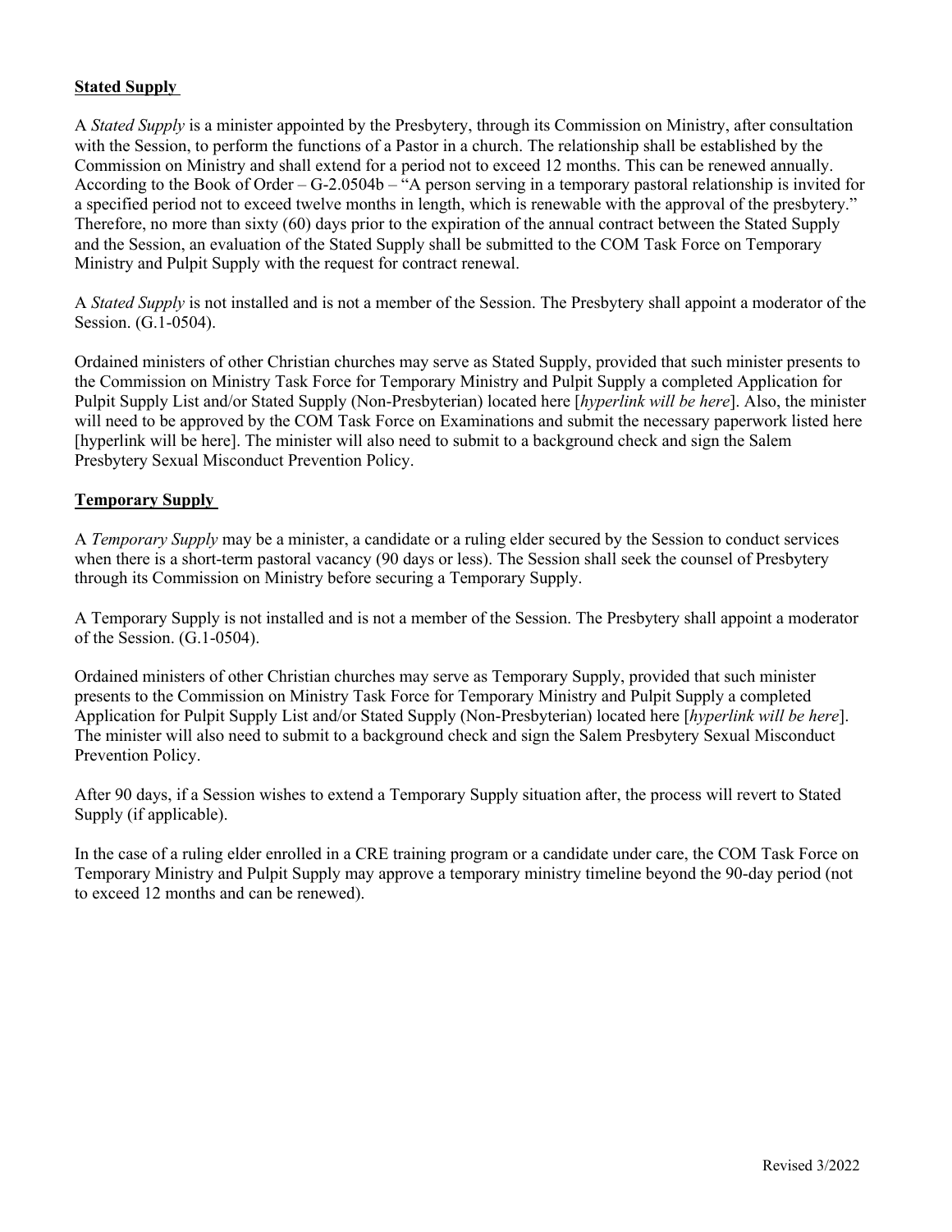## Stated Supply

A *Stated Supply* is a minister appointed by the Presbytery, through its Commission on Ministry, after consultation with the Session, to perform the functions of a Pastor in a church. The relationship shall be established by the Commission on Ministry and shall extend for a period not to exceed 12 months. This can be renewed annually. According to the Book of Order – G-2.0504b – "A person serving in a temporary pastoral relationship is invited for a specified period not to exceed twelve months in length, which is renewable with the approval of the presbytery." Therefore, no more than sixty (60) days prior to the expiration of the annual contract between the Stated Supply and the Session, an evaluation of the Stated Supply shall be submitted to the COM Task Force on Temporary Ministry and Pulpit Supply with the request for contract renewal.

A *Stated Supply* is not installed and is not a member of the Session. The Presbytery shall appoint a moderator of the Session. (G.1-0504).

Ordained ministers of other Christian churches may serve as Stated Supply, provided that such minister presents to the Commission on Ministry Task Force for Temporary Ministry and Pulpit Supply a completed Application for Pulpit Supply List and/or Stated Supply (Non-Presbyterian) located here [*hyperlink will be here*]. Also, the minister will need to be approved by the COM Task Force on Examinations and submit the necessary paperwork listed here [hyperlink will be here]. The minister will also need to submit to a background check and sign the Salem Presbytery Sexual Misconduct Prevention Policy.

## Temporary Supply

A *Temporary Supply* may be a minister, a candidate or a ruling elder secured by the Session to conduct services when there is a short-term pastoral vacancy (90 days or less). The Session shall seek the counsel of Presbytery through its Commission on Ministry before securing a Temporary Supply.

A Temporary Supply is not installed and is not a member of the Session. The Presbytery shall appoint a moderator of the Session. (G.1-0504).

Ordained ministers of other Christian churches may serve as Temporary Supply, provided that such minister presents to the Commission on Ministry Task Force for Temporary Ministry and Pulpit Supply a completed Application for Pulpit Supply List and/or Stated Supply (Non-Presbyterian) located here [*hyperlink will be here*]. The minister will also need to submit to a background check and sign the Salem Presbytery Sexual Misconduct Prevention Policy.

After 90 days, if a Session wishes to extend a Temporary Supply situation after, the process will revert to Stated Supply (if applicable).

In the case of a ruling elder enrolled in a CRE training program or a candidate under care, the COM Task Force on Temporary Ministry and Pulpit Supply may approve a temporary ministry timeline beyond the 90-day period (not to exceed 12 months and can be renewed).

Revised 3/2022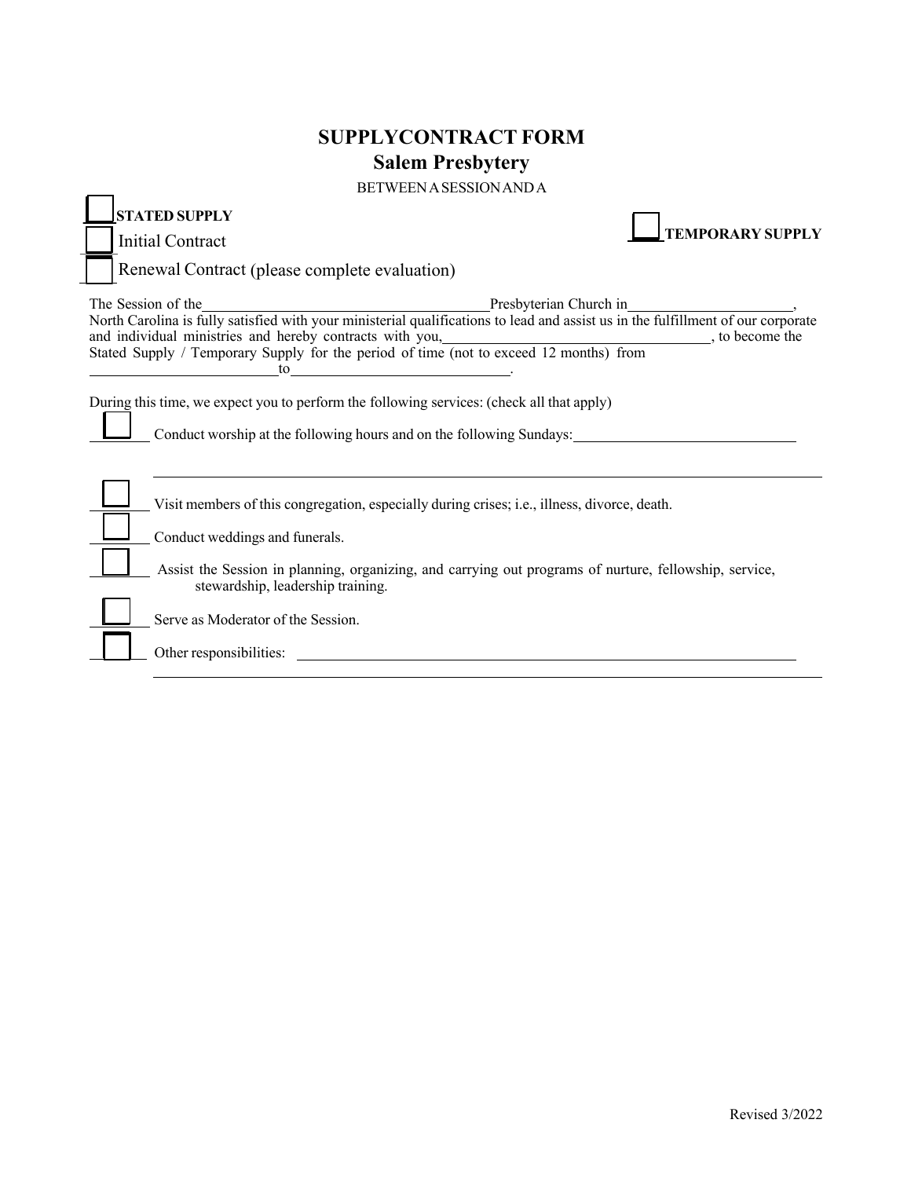# SUPPLYCONTRACT FORM

## Salem Presbytery

BETWEEN A SESSION AND A

☐ **STATED SUPPLY**

☐ Initial Contract

☐ Renewal Contract (please complete evaluation)

☐ **TEMPORARY SUPPLY**

The Session of the ______________________________ Presbyterian Church in ____________________, North Carolina is fully satisfied with your ministerial qualifications to lead and assist us in the fulfillment of our corporate and individual ministries and hereby contracts with you, ______________________________, to become the Stated Supply / Temporary Supply for the period of time (not to exceed 12 months) from ____________________ to ____________________.

During this time, we expect you to perform the following services: (check all that apply)

☐ Conduct worship at the following hours and on the following Sundays: ______________________________

______________________________________________________________________

☐ Visit members of this congregation, especially during crises; i.e., illness, divorce, death.

☐ Conduct weddings and funerals.

☐ Assist the Session in planning, organizing, and carrying out programs of nurture, fellowship, service, stewardship, leadership training.

☐ Serve as Moderator of the Session.

☐ Other responsibilities: ______________________________________________________________________

______________________________________________________________________

Revised 3/2022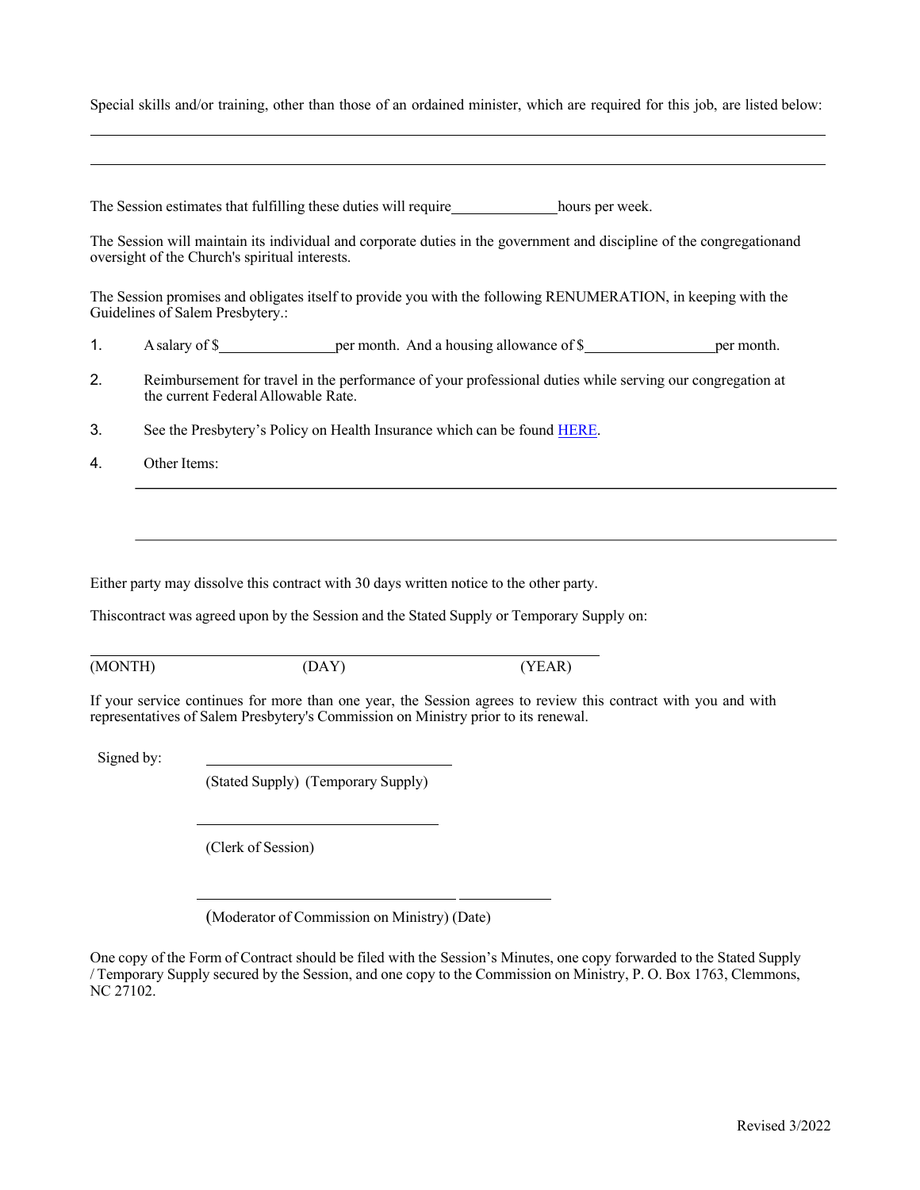Special skills and/or training, other than those of an ordained minister, which are required for this job, are listed below:

______________________________________________________________________________

______________________________________________________________________________

The Session estimates that fulfilling these duties will require______________hours per week.

The Session will maintain its individual and corporate duties in the government and discipline of the congregationand oversight of the Church's spiritual interests.

The Session promises and obligates itself to provide you with the following RENUMERATION, in keeping with the Guidelines of Salem Presbytery.:

1. A salary of $________________per month. And a housing allowance of $__________________per month.

2. Reimbursement for travel in the performance of your professional duties while serving our congregation at the current Federal Allowable Rate.

3. See the Presbytery's Policy on Health Insurance which can be found HERE.

4. Other Items:

   ______________________________________________________________________________

   ______________________________________________________________________________

Either party may dissolve this contract with 30 days written notice to the other party.

Thiscontract was agreed upon by the Session and the Stated Supply or Temporary Supply on:

______________________________________________________________

(MONTH) (DAY) (YEAR)

If your service continues for more than one year, the Session agrees to review this contract with you and with representatives of Salem Presbytery's Commission on Ministry prior to its renewal.

Signed by: ________________________________

(Stated Supply) (Temporary Supply)

________________________________

(Clerk of Session)

________________________________ ____________

(Moderator of Commission on Ministry) (Date)

One copy of the Form of Contract should be filed with the Session's Minutes, one copy forwarded to the Stated Supply / Temporary Supply secured by the Session, and one copy to the Commission on Ministry, P. O. Box 1763, Clemmons, NC 27102.

Revised 3/2022